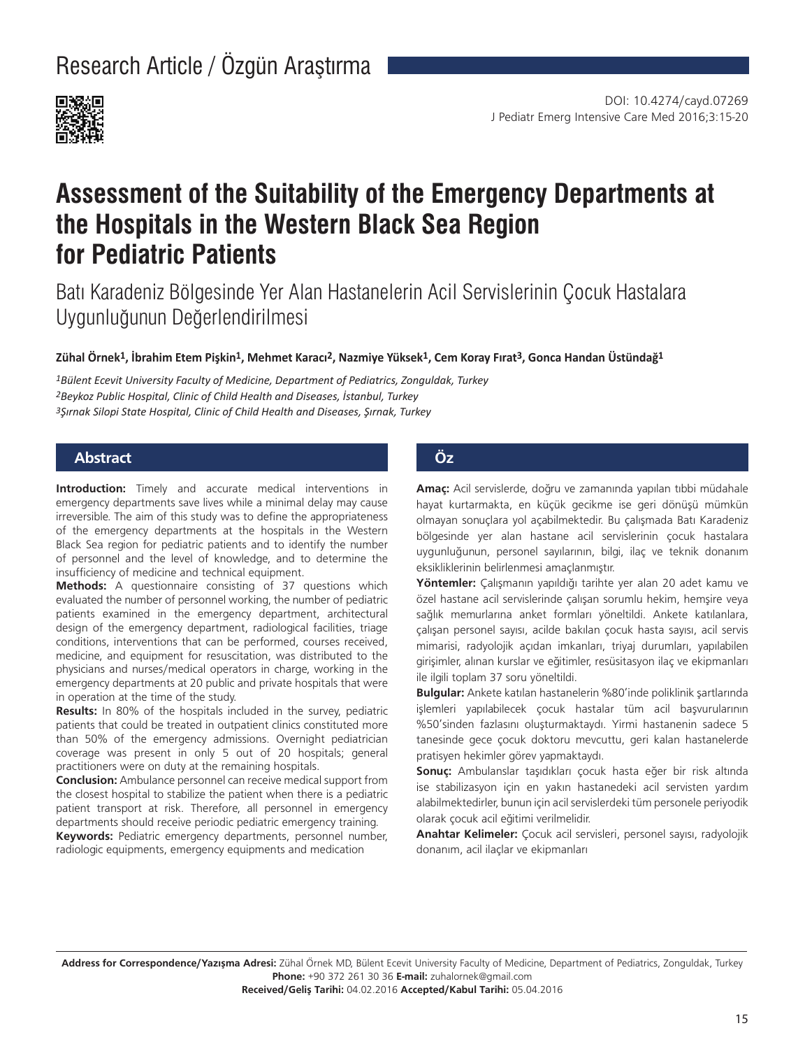Research Article / Özgün Araştırma

DOI: 10.4274/cayd.07269

# Assessment of the Suitability of the Emergency Departments at the Hospitals in the Western Black Sea Region for Pediatric Patients

## Batı Karadeniz Bölgesinde Yer Alan Hastanelerin Acil Servislerinin Çocuk Hastalara Uygunluğunun Değerlendirilmesi

**Zühal Örnek[1], İbrahim Etem Pişkin[1], Mehmet Karacı[2], Nazmiye Yüksek[1], Cem Koray Fırat[3], Gonca Handan Üstündağ[1]**

*[1]Bülent Ecevit University Faculty of Medicine, Department of Pediatrics, Zonguldak, Turkey*
*[2]Beykoz Public Hospital, Clinic of Child Health and Diseases, İstanbul, Turkey*
*[3]Şırnak Silopi State Hospital, Clinic of Child Health and Diseases, Şırnak, Turkey*

### Abstract

**Introduction:** Timely and accurate medical interventions in emergency departments save lives while a minimal delay may cause irreversible. The aim of this study was to define the appropriateness of the emergency departments at the hospitals in the Western Black Sea region for pediatric patients and to identify the number of personnel and the level of knowledge, and to determine the insufficiency of medicine and technical equipment.

**Methods:** A questionnaire consisting of 37 questions which evaluated the number of personnel working, the number of pediatric patients examined in the emergency department, architectural design of the emergency department, radiological facilities, triage conditions, interventions that can be performed, courses received, medicine, and equipment for resuscitation, was distributed to the physicians and nurses/medical operators in charge, working in the emergency departments at 20 public and private hospitals that were in operation at the time of the study.

**Results:** In 80% of the hospitals included in the survey, pediatric patients that could be treated in outpatient clinics constituted more than 50% of the emergency admissions. Overnight pediatrician coverage was present in only 5 out of 20 hospitals; general practitioners were on duty at the remaining hospitals.

**Conclusion:** Ambulance personnel can receive medical support from the closest hospital to stabilize the patient when there is a pediatric patient transport at risk. Therefore, all personnel in emergency departments should receive periodic pediatric emergency training.

**Keywords:** Pediatric emergency departments, personnel number, radiologic equipments, emergency equipments and medication

### Öz

**Amaç:** Acil servislerde, doğru ve zamanında yapılan tıbbi müdahale hayat kurtarmakta, en küçük gecikme ise geri dönüşü mümkün olmayan sonuçlara yol açabilmektedir. Bu çalışmada Batı Karadeniz bölgesinde yer alan hastane acil servislerinin çocuk hastalara uygunluğunun, personel sayılarının, bilgi, ilaç ve teknik donanım eksikliklerinin belirlenmesi amaçlanmıştır.

**Yöntemler:** Çalışmanın yapıldığı tarihte yer alan 20 adet kamu ve özel hastane acil servislerinde çalışan sorumlu hekim, hemşire veya sağlık memurlarına anket formları yöneltildi. Ankete katılanlara, çalışan personel sayısı, acilde bakılan çocuk hasta sayısı, acil servis mimarisi, radyolojik açıdan imkanları, triyaj durumları, yapılabilen girişimler, alınan kurslar ve eğitimler, resüsitasyon ilaç ve ekipmanları ile ilgili toplam 37 soru yöneltildi.

**Bulgular:** Ankete katılan hastanelerin %80'inde poliklinik şartlarında işlemleri yapılabilecek çocuk hastalar tüm acil başvurularının %50'sinden fazlasını oluşturmaktaydı. Yirmi hastanenin sadece 5 tanesinde gece çocuk doktoru mevcuttu, geri kalan hastanelerde pratisyen hekimler görev yapmaktaydı.

**Sonuç:** Ambulanslar taşıdıkları çocuk hasta eğer bir risk altında ise stabilizasyon için en yakın hastanedeki acil servisten yardım alabilmektedirler, bunun için acil servislerdeki tüm personele periyodik olarak çocuk acil eğitimi verilmelidir.

**Anahtar Kelimeler:** Çocuk acil servisleri, personel sayısı, radyolojik donanım, acil ilaçlar ve ekipmanları

**Address for Correspondence/Yazışma Adresi:** Zühal Örnek MD, Bülent Ecevit University Faculty of Medicine, Department of Pediatrics, Zonguldak, Turkey
**Phone:** +90 372 261 30 36 **E-mail:** zuhalornek@gmail.com
**Received/Geliş Tarihi:** 04.02.2016 **Accepted/Kabul Tarihi:** 05.04.2016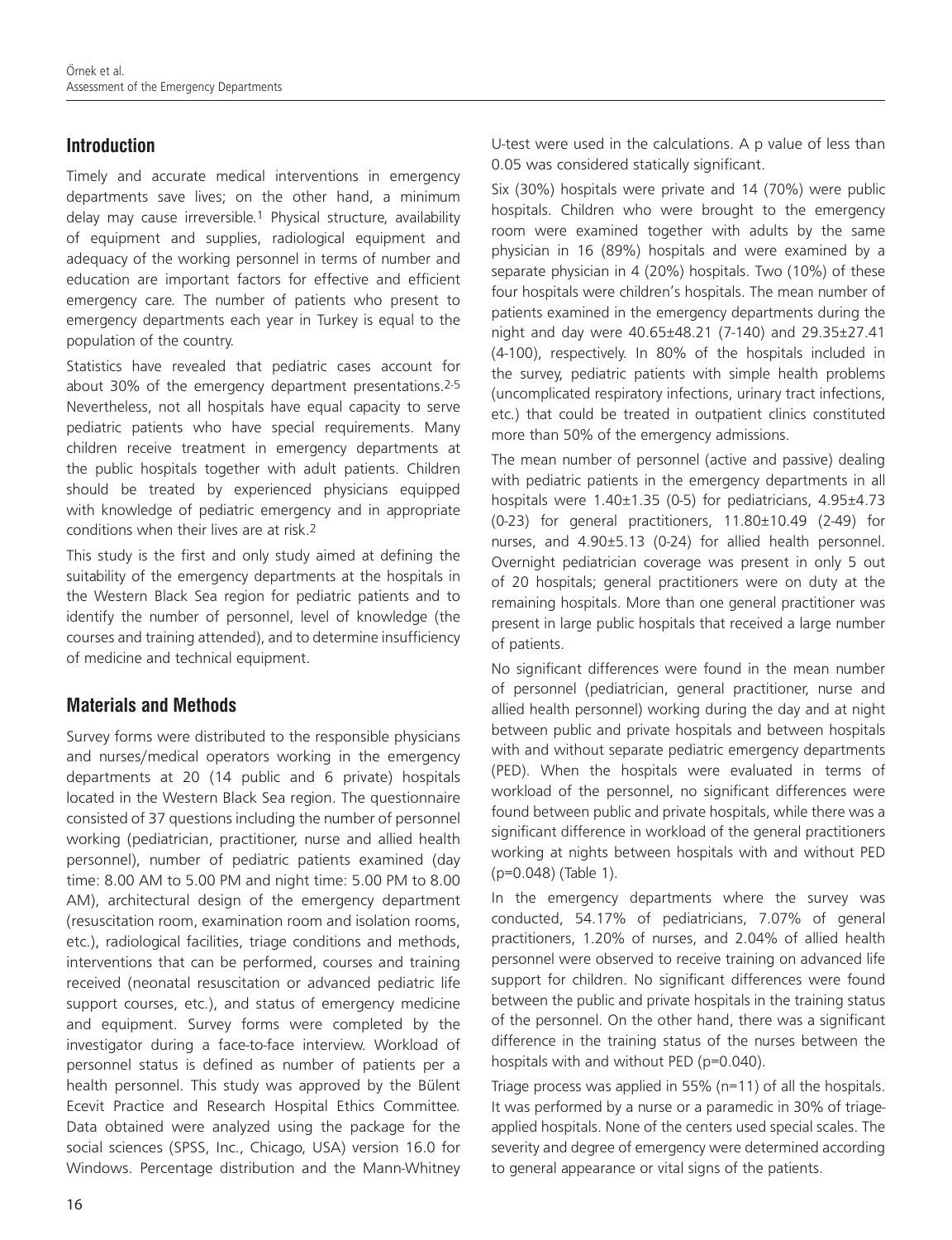## Introduction

Timely and accurate medical interventions in emergency departments save lives; on the other hand, a minimum delay may cause irreversible.[1] Physical structure, availability of equipment and supplies, radiological equipment and adequacy of the working personnel in terms of number and education are important factors for effective and efficient emergency care. The number of patients who present to emergency departments each year in Turkey is equal to the population of the country.

Statistics have revealed that pediatric cases account for about 30% of the emergency department presentations.[2-5] Nevertheless, not all hospitals have equal capacity to serve pediatric patients who have special requirements. Many children receive treatment in emergency departments at the public hospitals together with adult patients. Children should be treated by experienced physicians equipped with knowledge of pediatric emergency and in appropriate conditions when their lives are at risk.[2]

This study is the first and only study aimed at defining the suitability of the emergency departments at the hospitals in the Western Black Sea region for pediatric patients and to identify the number of personnel, level of knowledge (the courses and training attended), and to determine insufficiency of medicine and technical equipment.

## Materials and Methods

Survey forms were distributed to the responsible physicians and nurses/medical operators working in the emergency departments at 20 (14 public and 6 private) hospitals located in the Western Black Sea region. The questionnaire consisted of 37 questions including the number of personnel working (pediatrician, practitioner, nurse and allied health personnel), number of pediatric patients examined (day time: 8.00 AM to 5.00 PM and night time: 5.00 PM to 8.00 AM), architectural design of the emergency department (resuscitation room, examination room and isolation rooms, etc.), radiological facilities, triage conditions and methods, interventions that can be performed, courses and training received (neonatal resuscitation or advanced pediatric life support courses, etc.), and status of emergency medicine and equipment. Survey forms were completed by the investigator during a face-to-face interview. Workload of personnel status is defined as number of patients per a health personnel. This study was approved by the Bülent Ecevit Practice and Research Hospital Ethics Committee. Data obtained were analyzed using the package for the social sciences (SPSS, Inc., Chicago, USA) version 16.0 for Windows. Percentage distribution and the Mann-Whitney U-test were used in the calculations. A p value of less than 0.05 was considered statically significant.

Six (30%) hospitals were private and 14 (70%) were public hospitals. Children who were brought to the emergency room were examined together with adults by the same physician in 16 (89%) hospitals and were examined by a separate physician in 4 (20%) hospitals. Two (10%) of these four hospitals were children's hospitals. The mean number of patients examined in the emergency departments during the night and day were 40.65±48.21 (7-140) and 29.35±27.41 (4-100), respectively. In 80% of the hospitals included in the survey, pediatric patients with simple health problems (uncomplicated respiratory infections, urinary tract infections, etc.) that could be treated in outpatient clinics constituted more than 50% of the emergency admissions.

The mean number of personnel (active and passive) dealing with pediatric patients in the emergency departments in all hospitals were 1.40±1.35 (0-5) for pediatricians, 4.95±4.73 (0-23) for general practitioners, 11.80±10.49 (2-49) for nurses, and 4.90±5.13 (0-24) for allied health personnel. Overnight pediatrician coverage was present in only 5 out of 20 hospitals; general practitioners were on duty at the remaining hospitals. More than one general practitioner was present in large public hospitals that received a large number of patients.

No significant differences were found in the mean number of personnel (pediatrician, general practitioner, nurse and allied health personnel) working during the day and at night between public and private hospitals and between hospitals with and without separate pediatric emergency departments (PED). When the hospitals were evaluated in terms of workload of the personnel, no significant differences were found between public and private hospitals, while there was a significant difference in workload of the general practitioners working at nights between hospitals with and without PED ($p=0.048$) (Table 1).

In the emergency departments where the survey was conducted, 54.17% of pediatricians, 7.07% of general practitioners, 1.20% of nurses, and 2.04% of allied health personnel were observed to receive training on advanced life support for children. No significant differences were found between the public and private hospitals in the training status of the personnel. On the other hand, there was a significant difference in the training status of the nurses between the hospitals with and without PED ($p=0.040$).

Triage process was applied in 55% (n=11) of all the hospitals. It was performed by a nurse or a paramedic in 30% of triage-applied hospitals. None of the centers used special scales. The severity and degree of emergency were determined according to general appearance or vital signs of the patients.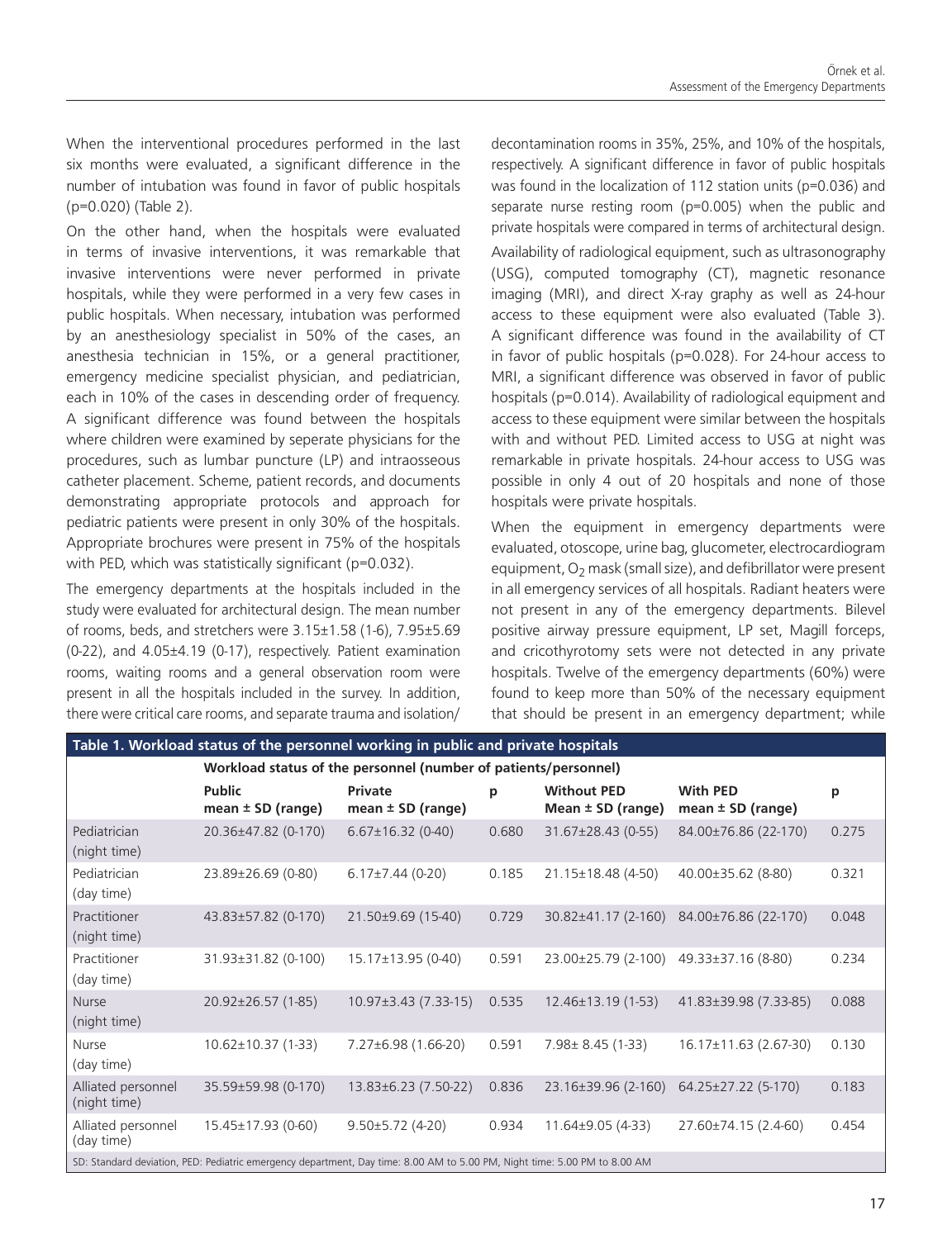When the interventional procedures performed in the last six months were evaluated, a significant difference in the number of intubation was found in favor of public hospitals (p=0.020) (Table 2).

On the other hand, when the hospitals were evaluated in terms of invasive interventions, it was remarkable that invasive interventions were never performed in private hospitals, while they were performed in a very few cases in public hospitals. When necessary, intubation was performed by an anesthesiology specialist in 50% of the cases, an anesthesia technician in 15%, or a general practitioner, emergency medicine specialist physician, and pediatrician, each in 10% of the cases in descending order of frequency. A significant difference was found between the hospitals where children were examined by seperate physicians for the procedures, such as lumbar puncture (LP) and intraosseous catheter placement. Scheme, patient records, and documents demonstrating appropriate protocols and approach for pediatric patients were present in only 30% of the hospitals. Appropriate brochures were present in 75% of the hospitals with PED, which was statistically significant (p=0.032).

The emergency departments at the hospitals included in the study were evaluated for architectural design. The mean number of rooms, beds, and stretchers were 3.15±1.58 (1-6), 7.95±5.69 (0-22), and 4.05±4.19 (0-17), respectively. Patient examination rooms, waiting rooms and a general observation room were present in all the hospitals included in the survey. In addition, there were critical care rooms, and separate trauma and isolation/decontamination rooms in 35%, 25%, and 10% of the hospitals, respectively. A significant difference in favor of public hospitals was found in the localization of 112 station units (p=0.036) and separate nurse resting room (p=0.005) when the public and private hospitals were compared in terms of architectural design.

Availability of radiological equipment, such as ultrasonography (USG), computed tomography (CT), magnetic resonance imaging (MRI), and direct X-ray graphy as well as 24-hour access to these equipment were also evaluated (Table 3). A significant difference was found in the availability of CT in favor of public hospitals (p=0.028). For 24-hour access to MRI, a significant difference was observed in favor of public hospitals (p=0.014). Availability of radiological equipment and access to these equipment were similar between the hospitals with and without PED. Limited access to USG at night was remarkable in private hospitals. 24-hour access to USG was possible in only 4 out of 20 hospitals and none of those hospitals were private hospitals.

When the equipment in emergency departments were evaluated, otoscope, urine bag, glucometer, electrocardiogram equipment, $O_2$ mask (small size), and defibrillator were present in all emergency services of all hospitals. Radiant heaters were not present in any of the emergency departments. Bilevel positive airway pressure equipment, LP set, Magill forceps, and cricothyrotomy sets were not detected in any private hospitals. Twelve of the emergency departments (60%) were found to keep more than 50% of the necessary equipment that should be present in an emergency department; while

**Table 1. Workload status of the personnel working in public and private hospitals**

| | Workload status of the personnel (number of patients/personnel) | | | | | |
|---|---|---|---|---|---|---|
| | **Public mean ± SD (range)** | **Private mean ± SD (range)** | **p** | **Without PED Mean ± SD (range)** | **With PED mean ± SD (range)** | **p** |
| Pediatrician (night time) | 20.36±47.82 (0-170) | 6.67±16.32 (0-40) | 0.680 | 31.67±28.43 (0-55) | 84.00±76.86 (22-170) | 0.275 |
| Pediatrician (day time) | 23.89±26.69 (0-80) | 6.17±7.44 (0-20) | 0.185 | 21.15±18.48 (4-50) | 40.00±35.62 (8-80) | 0.321 |
| Practitioner (night time) | 43.83±57.82 (0-170) | 21.50±9.69 (15-40) | 0.729 | 30.82±41.17 (2-160) | 84.00±76.86 (22-170) | 0.048 |
| Practitioner (day time) | 31.93±31.82 (0-100) | 15.17±13.95 (0-40) | 0.591 | 23.00±25.79 (2-100) | 49.33±37.16 (8-80) | 0.234 |
| Nurse (night time) | 20.92±26.57 (1-85) | 10.97±3.43 (7.33-15) | 0.535 | 12.46±13.19 (1-53) | 41.83±39.98 (7.33-85) | 0.088 |
| Nurse (day time) | 10.62±10.37 (1-33) | 7.27±6.98 (1.66-20) | 0.591 | 7.98± 8.45 (1-33) | 16.17±11.63 (2.67-30) | 0.130 |
| Alliated personnel (night time) | 35.59±59.98 (0-170) | 13.83±6.23 (7.50-22) | 0.836 | 23.16±39.96 (2-160) | 64.25±27.22 (5-170) | 0.183 |
| Alliated personnel (day time) | 15.45±17.93 (0-60) | 9.50±5.72 (4-20) | 0.934 | 11.64±9.05 (4-33) | 27.60±74.15 (2.4-60) | 0.454 |

SD: Standard deviation, PED: Pediatric emergency department, Day time: 8.00 AM to 5.00 PM, Night time: 5.00 PM to 8.00 AM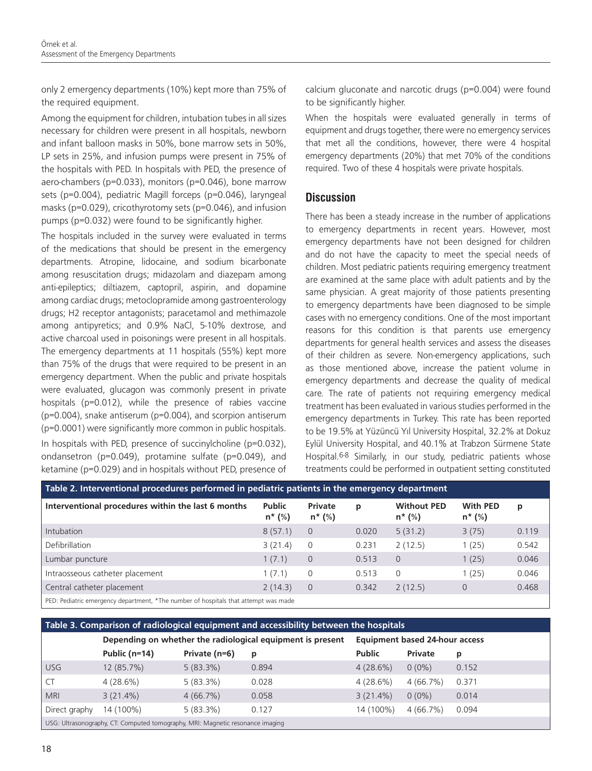only 2 emergency departments (10%) kept more than 75% of the required equipment.

Among the equipment for children, intubation tubes in all sizes necessary for children were present in all hospitals, newborn and infant balloon masks in 50%, bone marrow sets in 50%, LP sets in 25%, and infusion pumps were present in 75% of the hospitals with PED. In hospitals with PED, the presence of aero-chambers (p=0.033), monitors (p=0.046), bone marrow sets (p=0.004), pediatric Magill forceps (p=0.046), laryngeal masks (p=0.029), cricothyrotomy sets (p=0.046), and infusion pumps (p=0.032) were found to be significantly higher.

The hospitals included in the survey were evaluated in terms of the medications that should be present in the emergency departments. Atropine, lidocaine, and sodium bicarbonate among resuscitation drugs; midazolam and diazepam among anti-epileptics; diltiazem, captopril, aspirin, and dopamine among cardiac drugs; metoclopramide among gastroenterology drugs; H2 receptor antagonists; paracetamol and methimazole among antipyretics; and 0.9% NaCl, 5-10% dextrose, and active charcoal used in poisonings were present in all hospitals. The emergency departments at 11 hospitals (55%) kept more than 75% of the drugs that were required to be present in an emergency department. When the public and private hospitals were evaluated, glucagon was commonly present in private hospitals (p=0.012), while the presence of rabies vaccine (p=0.004), snake antiserum (p=0.004), and scorpion antiserum (p=0.0001) were significantly more common in public hospitals.

In hospitals with PED, presence of succinylcholine (p=0.032), ondansetron (p=0.049), protamine sulfate (p=0.049), and ketamine (p=0.029) and in hospitals without PED, presence of calcium gluconate and narcotic drugs (p=0.004) were found to be significantly higher.

When the hospitals were evaluated generally in terms of equipment and drugs together, there were no emergency services that met all the conditions, however, there were 4 hospital emergency departments (20%) that met 70% of the conditions required. Two of these 4 hospitals were private hospitals.

## Discussion

There has been a steady increase in the number of applications to emergency departments in recent years. However, most emergency departments have not been designed for children and do not have the capacity to meet the special needs of children. Most pediatric patients requiring emergency treatment are examined at the same place with adult patients and by the same physician. A great majority of those patients presenting to emergency departments have been diagnosed to be simple cases with no emergency conditions. One of the most important reasons for this condition is that parents use emergency departments for general health services and assess the diseases of their children as severe. Non-emergency applications, such as those mentioned above, increase the patient volume in emergency departments and decrease the quality of medical care. The rate of patients not requiring emergency medical treatment has been evaluated in various studies performed in the emergency departments in Turkey. This rate has been reported to be 19.5% at Yüzüncü Yıl University Hospital, 32.2% at Dokuz Eylül University Hospital, and 40.1% at Trabzon Sürmene State Hospital.[6-8] Similarly, in our study, pediatric patients whose treatments could be performed in outpatient setting constituted

**Table 2. Interventional procedures performed in pediatric patients in the emergency department**

| Interventional procedures within the last 6 months | Public n* (%) | Private n* (%) | p | Without PED n* (%) | With PED n* (%) | p |
|---|---|---|---|---|---|---|
| Intubation | 8 (57.1) | 0 | 0.020 | 5 (31.2) | 3 (75) | 0.119 |
| Defibrillation | 3 (21.4) | 0 | 0.231 | 2 (12.5) | 1 (25) | 0.542 |
| Lumbar puncture | 1 (7.1) | 0 | 0.513 | 0 | 1 (25) | 0.046 |
| Intraosseous catheter placement | 1 (7.1) | 0 | 0.513 | 0 | 1 (25) | 0.046 |
| Central catheter placement | 2 (14.3) | 0 | 0.342 | 2 (12.5) | 0 | 0.468 |

PED: Pediatric emergency department, *The number of hospitals that attempt was made

**Table 3. Comparison of radiological equipment and accessibility between the hospitals**

| | Depending on whether the radiological equipment is present | | | Equipment based 24-hour access | | |
|---|---|---|---|---|---|---|
| | Public (n=14) | Private (n=6) | p | Public | Private | p |
| USG | 12 (85.7%) | 5 (83.3%) | 0.894 | 4 (28.6%) | 0 (0%) | 0.152 |
| CT | 4 (28.6%) | 5 (83.3%) | 0.028 | 4 (28.6%) | 4 (66.7%) | 0.371 |
| MRI | 3 (21.4%) | 4 (66.7%) | 0.058 | 3 (21.4%) | 0 (0%) | 0.014 |
| Direct graphy | 14 (100%) | 5 (83.3%) | 0.127 | 14 (100%) | 4 (66.7%) | 0.094 |

USG: Ultrasonography, CT: Computed tomography, MRI: Magnetic resonance imaging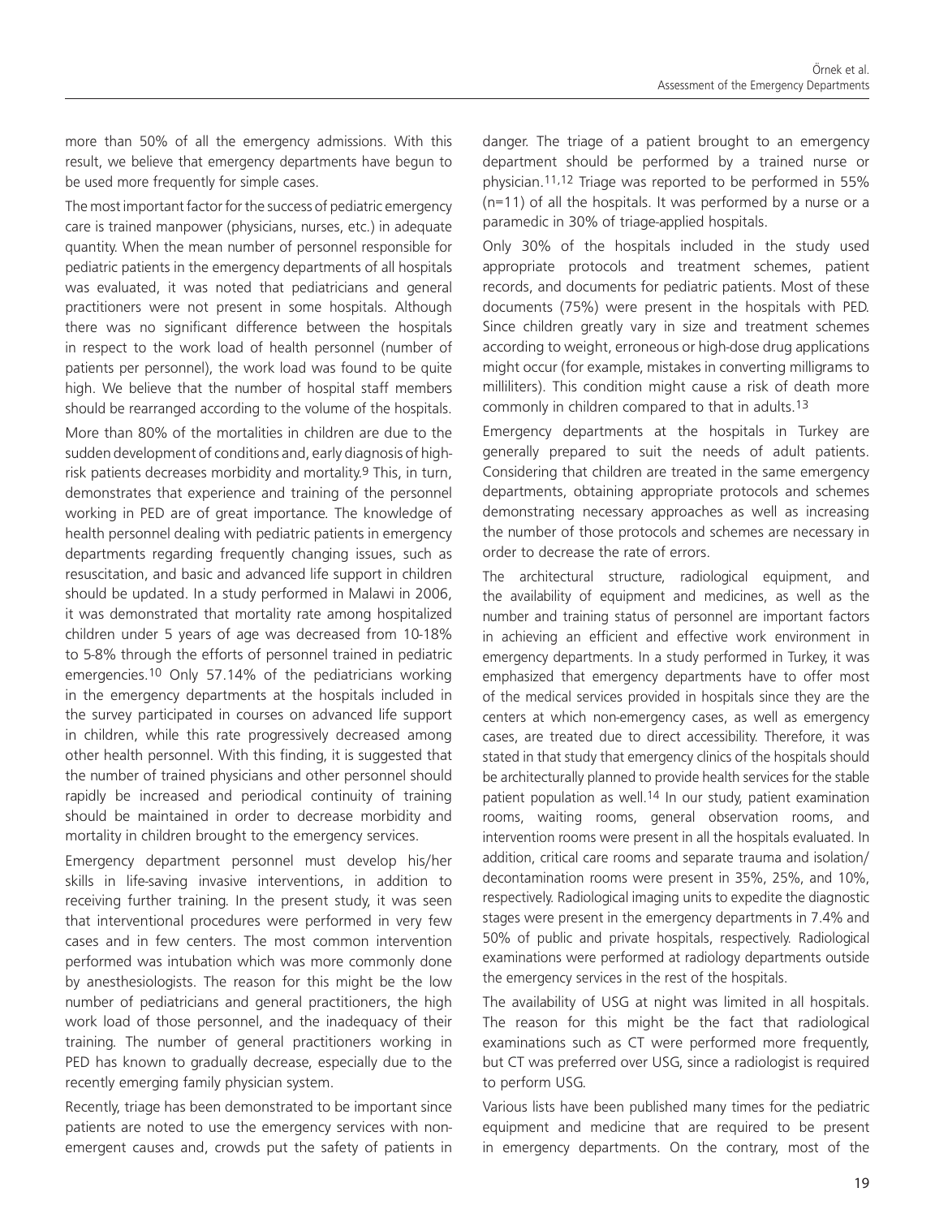more than 50% of all the emergency admissions. With this result, we believe that emergency departments have begun to be used more frequently for simple cases.

The most important factor for the success of pediatric emergency care is trained manpower (physicians, nurses, etc.) in adequate quantity. When the mean number of personnel responsible for pediatric patients in the emergency departments of all hospitals was evaluated, it was noted that pediatricians and general practitioners were not present in some hospitals. Although there was no significant difference between the hospitals in respect to the work load of health personnel (number of patients per personnel), the work load was found to be quite high. We believe that the number of hospital staff members should be rearranged according to the volume of the hospitals.

More than 80% of the mortalities in children are due to the sudden development of conditions and, early diagnosis of high-risk patients decreases morbidity and mortality.[9] This, in turn, demonstrates that experience and training of the personnel working in PED are of great importance. The knowledge of health personnel dealing with pediatric patients in emergency departments regarding frequently changing issues, such as resuscitation, and basic and advanced life support in children should be updated. In a study performed in Malawi in 2006, it was demonstrated that mortality rate among hospitalized children under 5 years of age was decreased from 10-18% to 5-8% through the efforts of personnel trained in pediatric emergencies.[10] Only 57.14% of the pediatricians working in the emergency departments at the hospitals included in the survey participated in courses on advanced life support in children, while this rate progressively decreased among other health personnel. With this finding, it is suggested that the number of trained physicians and other personnel should rapidly be increased and periodical continuity of training should be maintained in order to decrease morbidity and mortality in children brought to the emergency services.

Emergency department personnel must develop his/her skills in life-saving invasive interventions, in addition to receiving further training. In the present study, it was seen that interventional procedures were performed in very few cases and in few centers. The most common intervention performed was intubation which was more commonly done by anesthesiologists. The reason for this might be the low number of pediatricians and general practitioners, the high work load of those personnel, and the inadequacy of their training. The number of general practitioners working in PED has known to gradually decrease, especially due to the recently emerging family physician system.

Recently, triage has been demonstrated to be important since patients are noted to use the emergency services with non-emergent causes and, crowds put the safety of patients in danger. The triage of a patient brought to an emergency department should be performed by a trained nurse or physician.[11,12] Triage was reported to be performed in 55% (n=11) of all the hospitals. It was performed by a nurse or a paramedic in 30% of triage-applied hospitals.

Only 30% of the hospitals included in the study used appropriate protocols and treatment schemes, patient records, and documents for pediatric patients. Most of these documents (75%) were present in the hospitals with PED. Since children greatly vary in size and treatment schemes according to weight, erroneous or high-dose drug applications might occur (for example, mistakes in converting milligrams to milliliters). This condition might cause a risk of death more commonly in children compared to that in adults.[13]

Emergency departments at the hospitals in Turkey are generally prepared to suit the needs of adult patients. Considering that children are treated in the same emergency departments, obtaining appropriate protocols and schemes demonstrating necessary approaches as well as increasing the number of those protocols and schemes are necessary in order to decrease the rate of errors.

The architectural structure, radiological equipment, and the availability of equipment and medicines, as well as the number and training status of personnel are important factors in achieving an efficient and effective work environment in emergency departments. In a study performed in Turkey, it was emphasized that emergency departments have to offer most of the medical services provided in hospitals since they are the centers at which non-emergency cases, as well as emergency cases, are treated due to direct accessibility. Therefore, it was stated in that study that emergency clinics of the hospitals should be architecturally planned to provide health services for the stable patient population as well.[14] In our study, patient examination rooms, waiting rooms, general observation rooms, and intervention rooms were present in all the hospitals evaluated. In addition, critical care rooms and separate trauma and isolation/decontamination rooms were present in 35%, 25%, and 10%, respectively. Radiological imaging units to expedite the diagnostic stages were present in the emergency departments in 7.4% and 50% of public and private hospitals, respectively. Radiological examinations were performed at radiology departments outside the emergency services in the rest of the hospitals.

The availability of USG at night was limited in all hospitals. The reason for this might be the fact that radiological examinations such as CT were performed more frequently, but CT was preferred over USG, since a radiologist is required to perform USG.

Various lists have been published many times for the pediatric equipment and medicine that are required to be present in emergency departments. On the contrary, most of the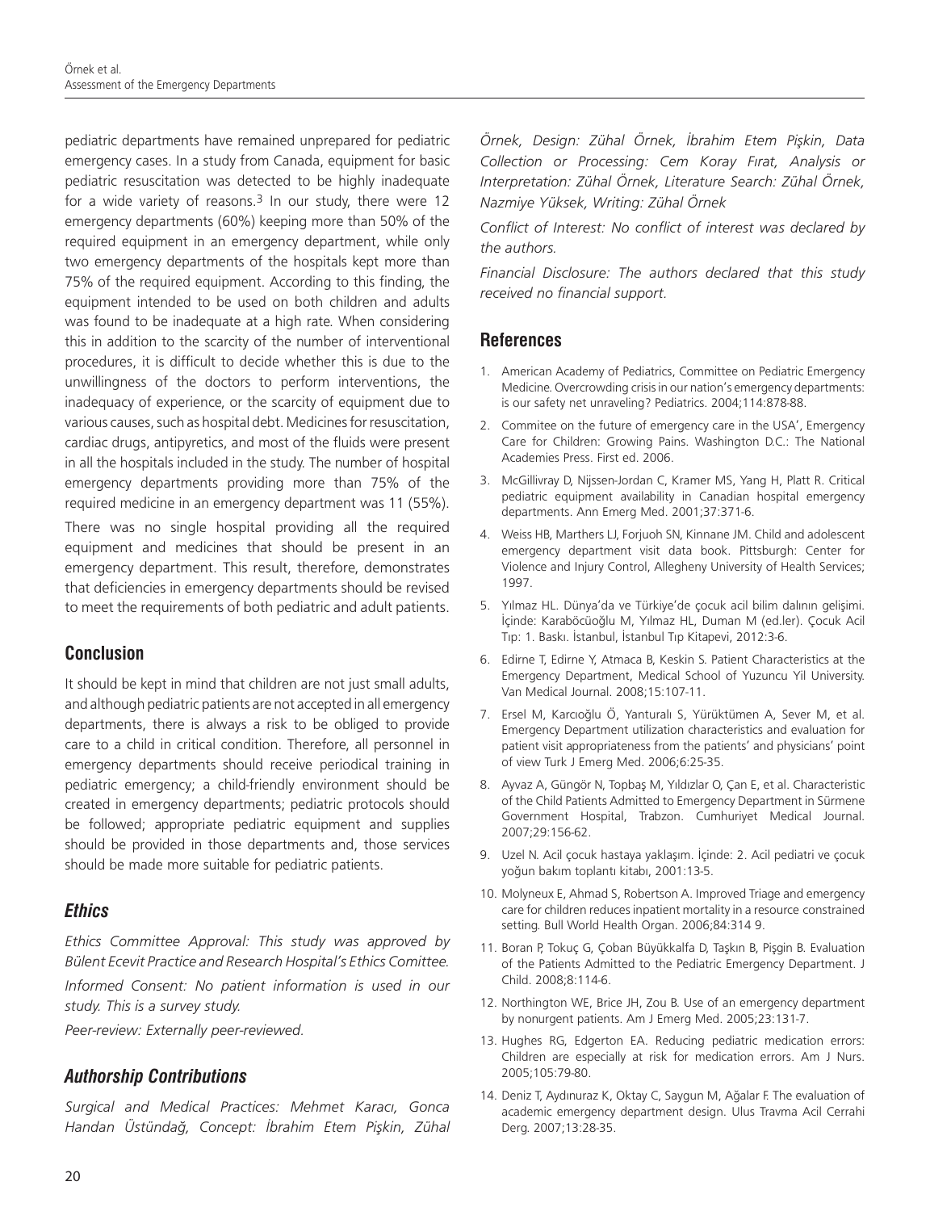pediatric departments have remained unprepared for pediatric emergency cases. In a study from Canada, equipment for basic pediatric resuscitation was detected to be highly inadequate for a wide variety of reasons.[3] In our study, there were 12 emergency departments (60%) keeping more than 50% of the required equipment in an emergency department, while only two emergency departments of the hospitals kept more than 75% of the required equipment. According to this finding, the equipment intended to be used on both children and adults was found to be inadequate at a high rate. When considering this in addition to the scarcity of the number of interventional procedures, it is difficult to decide whether this is due to the unwillingness of the doctors to perform interventions, the inadequacy of experience, or the scarcity of equipment due to various causes, such as hospital debt. Medicines for resuscitation, cardiac drugs, antipyretics, and most of the fluids were present in all the hospitals included in the study. The number of hospital emergency departments providing more than 75% of the required medicine in an emergency department was 11 (55%).

There was no single hospital providing all the required equipment and medicines that should be present in an emergency department. This result, therefore, demonstrates that deficiencies in emergency departments should be revised to meet the requirements of both pediatric and adult patients.

## Conclusion

It should be kept in mind that children are not just small adults, and although pediatric patients are not accepted in all emergency departments, there is always a risk to be obliged to provide care to a child in critical condition. Therefore, all personnel in emergency departments should receive periodical training in pediatric emergency; a child-friendly environment should be created in emergency departments; pediatric protocols should be followed; appropriate pediatric equipment and supplies should be provided in those departments and, those services should be made more suitable for pediatric patients.

## *Ethics*

*Ethics Committee Approval: This study was approved by Bülent Ecevit Practice and Research Hospital's Ethics Comittee.*

*Informed Consent: No patient information is used in our study. This is a survey study.*

*Peer-review: Externally peer-reviewed.*

## *Authorship Contributions*

*Surgical and Medical Practices: Mehmet Karacı, Gonca Handan Üstündağ, Concept: İbrahim Etem Pişkin, Zühal Örnek, Design: Zühal Örnek, İbrahim Etem Pişkin, Data Collection or Processing: Cem Koray Fırat, Analysis or Interpretation: Zühal Örnek, Literature Search: Zühal Örnek, Nazmiye Yüksek, Writing: Zühal Örnek*

*Conflict of Interest: No conflict of interest was declared by the authors.*

*Financial Disclosure: The authors declared that this study received no financial support.*

## References

1. American Academy of Pediatrics, Committee on Pediatric Emergency Medicine. Overcrowding crisis in our nation's emergency departments: is our safety net unraveling? Pediatrics. 2004;114:878-88.
2. Commitee on the future of emergency care in the USA', Emergency Care for Children: Growing Pains. Washington D.C.: The National Academies Press. First ed. 2006.
3. McGillivray D, Nijssen-Jordan C, Kramer MS, Yang H, Platt R. Critical pediatric equipment availability in Canadian hospital emergency departments. Ann Emerg Med. 2001;37:371-6.
4. Weiss HB, Marthers LJ, Forjuoh SN, Kinnane JM. Child and adolescent emergency department visit data book. Pittsburgh: Center for Violence and Injury Control, Allegheny University of Health Services; 1997.
5. Yılmaz HL. Dünya'da ve Türkiye'de çocuk acil bilim dalının gelişimi. İçinde: Karaböcüoğlu M, Yılmaz HL, Duman M (ed.ler). Çocuk Acil Tıp: 1. Baskı. İstanbul, İstanbul Tıp Kitapevi, 2012:3-6.
6. Edirne T, Edirne Y, Atmaca B, Keskin S. Patient Characteristics at the Emergency Department, Medical School of Yuzuncu Yil University. Van Medical Journal. 2008;15:107-11.
7. Ersel M, Karcıoğlu Ö, Yanturalı S, Yürüktümen A, Sever M, et al. Emergency Department utilization characteristics and evaluation for patient visit appropriateness from the patients' and physicians' point of view Turk J Emerg Med. 2006;6:25-35.
8. Ayvaz A, Güngör N, Topbaş M, Yıldızlar O, Çan E, et al. Characteristic of the Child Patients Admitted to Emergency Department in Sürmene Government Hospital, Trabzon. Cumhuriyet Medical Journal. 2007;29:156-62.
9. Uzel N. Acil çocuk hastaya yaklaşım. İçinde: 2. Acil pediatri ve çocuk yoğun bakım toplantı kitabı, 2001:13-5.
10. Molyneux E, Ahmad S, Robertson A. Improved Triage and emergency care for children reduces inpatient mortality in a resource constrained setting. Bull World Health Organ. 2006;84:314 9.
11. Boran P, Tokuç G, Çoban Büyükkalfa D, Taşkın B, Pişgin B. Evaluation of the Patients Admitted to the Pediatric Emergency Department. J Child. 2008;8:114-6.
12. Northington WE, Brice JH, Zou B. Use of an emergency department by nonurgent patients. Am J Emerg Med. 2005;23:131-7.
13. Hughes RG, Edgerton EA. Reducing pediatric medication errors: Children are especially at risk for medication errors. Am J Nurs. 2005;105:79-80.
14. Deniz T, Aydınuraz K, Oktay C, Saygun M, Ağalar F. The evaluation of academic emergency department design. Ulus Travma Acil Cerrahi Derg. 2007;13:28-35.